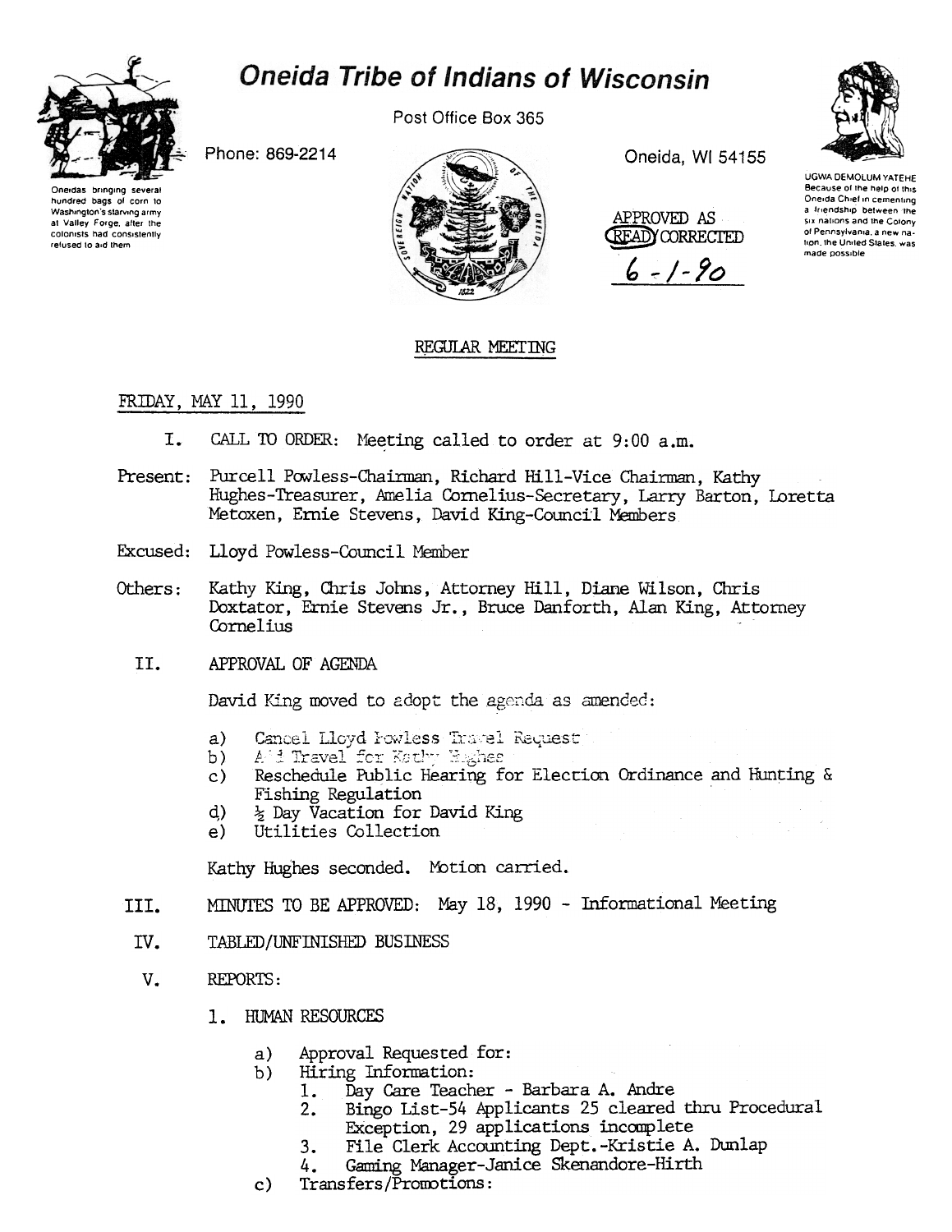# Oneida Tribe of Indians of Wisconsin

Post Office Box 365

Phone: 869-2214

Oneida, WI 54155

Oneidas bringing several hundred bags of corn to Washington's starving army at Valley Forge, after the colonists had consistently refused to aid them

UGWA DEMOLUM YATEHE
Because of the help of this Oneida Chief in cementing a friendship between the six nations and the Colony of Pennsylvania, a new nation, the United States, was made possible

APPROVED AS READ/CORRECTED
6-1-90

## REGULAR MEETING

FRIDAY, MAY 11, 1990

I. CALL TO ORDER: Meeting called to order at 9:00 a.m.

Present: Purcell Powless-Chairman, Richard Hill-Vice Chairman, Kathy Hughes-Treasurer, Amelia Cornelius-Secretary, Larry Barton, Loretta Metoxen, Ernie Stevens, David King-Council Members

Excused: Lloyd Powless-Council Member

Others: Kathy King, Chris Johns, Attorney Hill, Diane Wilson, Chris Doxtator, Ernie Stevens Jr., Bruce Danforth, Alan King, Attorney Cornelius

II. APPROVAL OF AGENDA

David King moved to adopt the agenda as amended:

a) Cancel Lloyd Powless Travel Request
b) Add Travel for Kathy Hughes
c) Reschedule Public Hearing for Election Ordinance and Hunting & Fishing Regulation
d) ½ Day Vacation for David King
e) Utilities Collection

Kathy Hughes seconded. Motion carried.

III. MINUTES TO BE APPROVED: May 18, 1990 - Informational Meeting

IV. TABLED/UNFINISHED BUSINESS

V. REPORTS:

1. HUMAN RESOURCES

   a) Approval Requested for:
   b) Hiring Information:
      1. Day Care Teacher - Barbara A. Andre
      2. Bingo List-54 Applicants 25 cleared thru Procedural Exception, 29 applications incomplete
      3. File Clerk Accounting Dept.-Kristie A. Dunlap
      4. Gaming Manager-Janice Skenandore-Hirth
   c) Transfers/Promotions: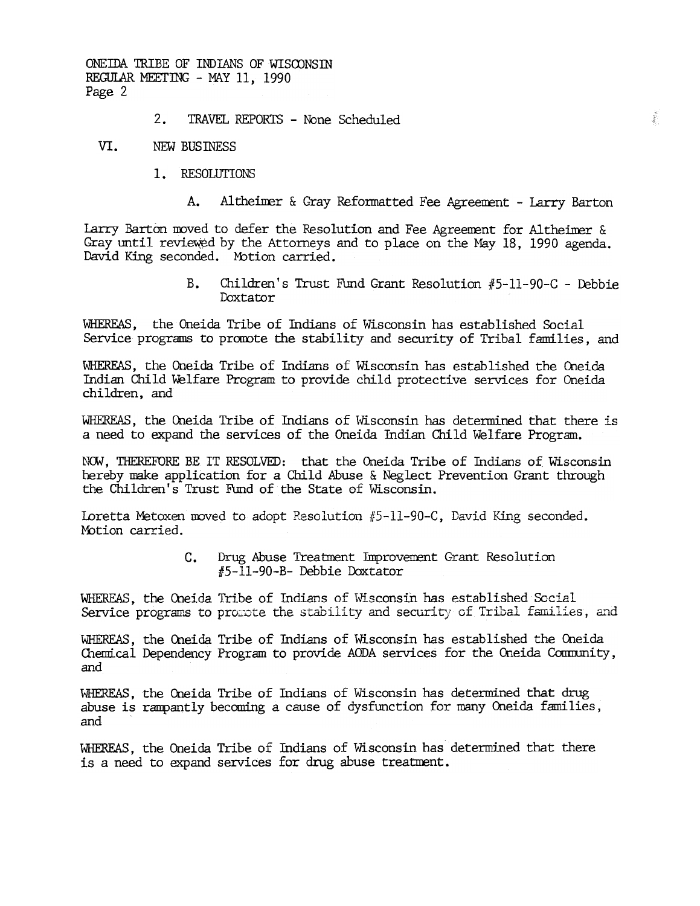2. TRAVEL REPORTS - None Scheduled

VI. NEW BUSINESS

1. RESOLUTIONS

A. Altheimer & Gray Reformatted Fee Agreement - Larry Barton

Larry Barton moved to defer the Resolution and Fee Agreement for Altheimer & Gray until reviewed by the Attorneys and to place on the May 18, 1990 agenda. David King seconded. Motion carried.

B. Children's Trust Fund Grant Resolution #5-11-90-C - Debbie Doxtator

WHEREAS, the Oneida Tribe of Indians of Wisconsin has established Social Service programs to promote the stability and security of Tribal families, and

WHEREAS, the Oneida Tribe of Indians of Wisconsin has established the Oneida Indian Child Welfare Program to provide child protective services for Oneida children, and

WHEREAS, the Oneida Tribe of Indians of Wisconsin has determined that there is a need to expand the services of the Oneida Indian Child Welfare Program.

NOW, THEREFORE BE IT RESOLVED: that the Oneida Tribe of Indians of Wisconsin hereby make application for a Child Abuse & Neglect Prevention Grant through the Children's Trust Fund of the State of Wisconsin.

Loretta Metoxen moved to adopt Resolution #5-11-90-C, David King seconded. Motion carried.

C. Drug Abuse Treatment Improvement Grant Resolution #5-11-90-B- Debbie Doxtator

WHEREAS, the Oneida Tribe of Indians of Wisconsin has established Social Service programs to promote the stability and security of Tribal families, and

WHEREAS, the Oneida Tribe of Indians of Wisconsin has established the Oneida Chemical Dependency Program to provide AODA services for the Oneida Community, and

WHEREAS, the Oneida Tribe of Indians of Wisconsin has determined that drug abuse is rampantly becoming a cause of dysfunction for many Oneida families, and

WHEREAS, the Oneida Tribe of Indians of Wisconsin has determined that there is a need to expand services for drug abuse treatment.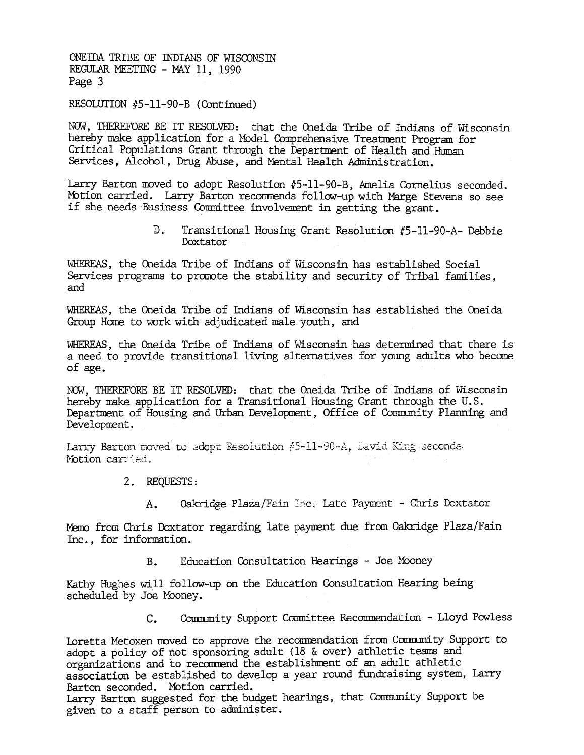RESOLUTION #5-11-90-B (Continued)

NOW, THEREFORE BE IT RESOLVED: that the Oneida Tribe of Indians of Wisconsin hereby make application for a Model Comprehensive Treatment Program for Critical Populations Grant through the Department of Health and Human Services, Alcohol, Drug Abuse, and Mental Health Administration.

Larry Barton moved to adopt Resolution #5-11-90-B, Amelia Cornelius seconded. Motion carried. Larry Barton recommends follow-up with Marge Stevens so see if she needs Business Committee involvement in getting the grant.

D. Transitional Housing Grant Resolution #5-11-90-A- Debbie Doxtator

WHEREAS, the Oneida Tribe of Indians of Wisconsin has established Social Services programs to promote the stability and security of Tribal families, and

WHEREAS, the Oneida Tribe of Indians of Wisconsin has established the Oneida Group Home to work with adjudicated male youth, and

WHEREAS, the Oneida Tribe of Indians of Wisconsin has determined that there is a need to provide transitional living alternatives for young adults who become of age.

NOW, THEREFORE BE IT RESOLVED: that the Oneida Tribe of Indians of Wisconsin hereby make application for a Transitional Housing Grant through the U.S. Department of Housing and Urban Development, Office of Community Planning and Development.

Larry Barton moved to adopt Resolution #5-11-90-A, David King seconded. Motion carried.

2. REQUESTS:

A. Oakridge Plaza/Fain Inc. Late Payment - Chris Doxtator

Memo from Chris Doxtator regarding late payment due from Oakridge Plaza/Fain Inc., for information.

B. Education Consultation Hearings - Joe Mooney

Kathy Hughes will follow-up on the Education Consultation Hearing being scheduled by Joe Mooney.

C. Community Support Committee Recommendation - Lloyd Powless

Loretta Metoxen moved to approve the recommendation from Community Support to adopt a policy of not sponsoring adult (18 & over) athletic teams and organizations and to recommend the establishment of an adult athletic association be established to develop a year round fundraising system, Larry Barton seconded. Motion carried.
Larry Barton suggested for the budget hearings, that Community Support be given to a staff person to administer.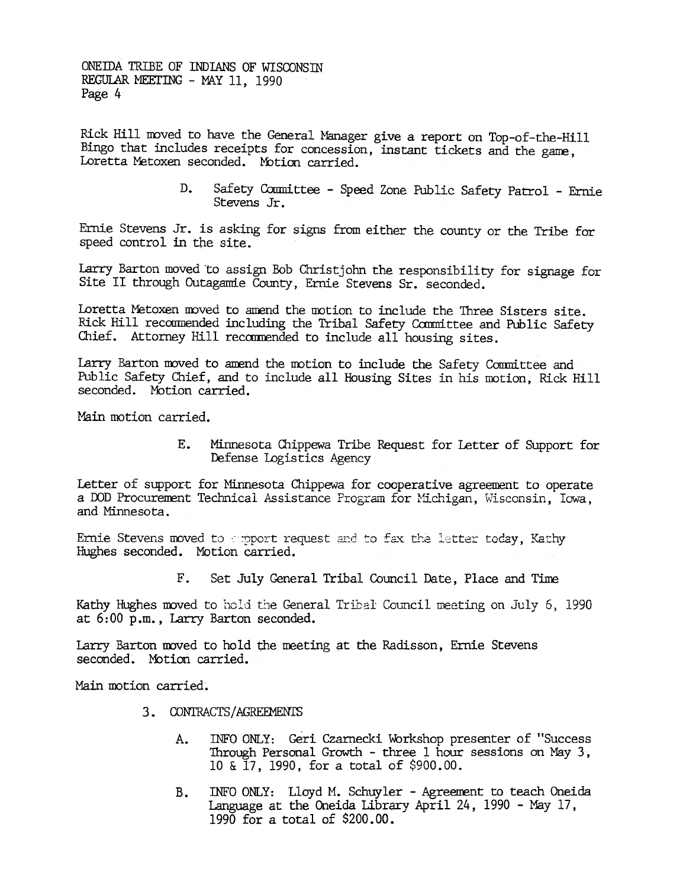Rick Hill moved to have the General Manager give a report on Top-of-the-Hill Bingo that includes receipts for concession, instant tickets and the game, Loretta Metoxen seconded. Motion carried.

D. Safety Committee - Speed Zone Public Safety Patrol - Ernie Stevens Jr.

Ernie Stevens Jr. is asking for signs from either the county or the Tribe for speed control in the site.

Larry Barton moved to assign Bob Christjohn the responsibility for signage for Site II through Outagamie County, Ernie Stevens Sr. seconded.

Loretta Metoxen moved to amend the motion to include the Three Sisters site. Rick Hill recommended including the Tribal Safety Committee and Public Safety Chief. Attorney Hill recommended to include all housing sites.

Larry Barton moved to amend the motion to include the Safety Committee and Public Safety Chief, and to include all Housing Sites in his motion, Rick Hill seconded. Motion carried.

Main motion carried.

E. Minnesota Chippewa Tribe Request for Letter of Support for Defense Logistics Agency

Letter of support for Minnesota Chippewa for cooperative agreement to operate a DOD Procurement Technical Assistance Program for Michigan, Wisconsin, Iowa, and Minnesota.

Ernie Stevens moved to support request and to fax the letter today, Kathy Hughes seconded. Motion carried.

F. Set July General Tribal Council Date, Place and Time

Kathy Hughes moved to hold the General Tribal Council meeting on July 6, 1990 at 6:00 p.m., Larry Barton seconded.

Larry Barton moved to hold the meeting at the Radisson, Ernie Stevens seconded. Motion carried.

Main motion carried.

3. CONTRACTS/AGREEMENTS

A. INFO ONLY: Geri Czarnecki Workshop presenter of "Success Through Personal Growth - three 1 hour sessions on May 3, 10 & 17, 1990, for a total of $900.00.

B. INFO ONLY: Lloyd M. Schuyler - Agreement to teach Oneida Language at the Oneida Library April 24, 1990 - May 17, 1990 for a total of $200.00.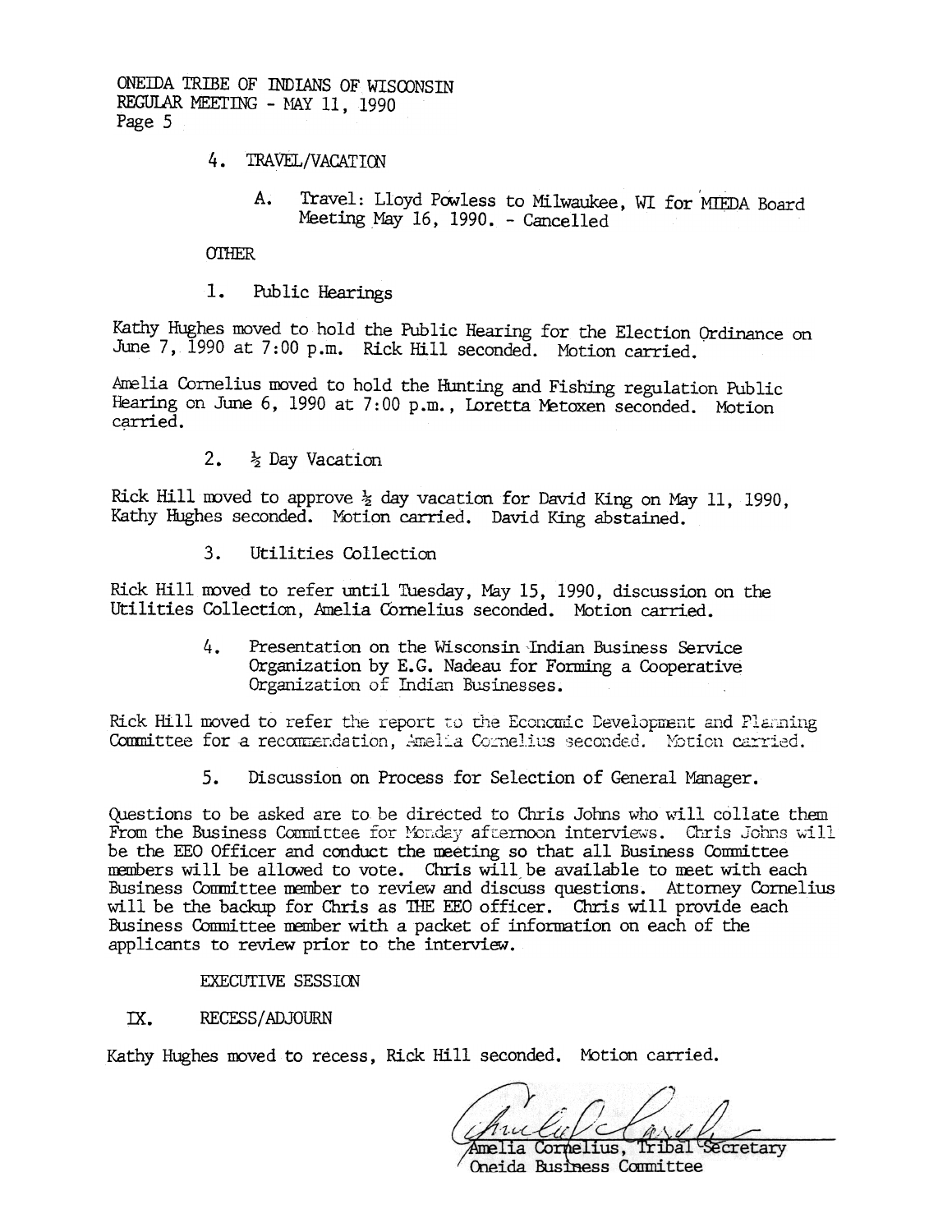4. TRAVEL/VACATION

A. Travel: Lloyd Powless to Milwaukee, WI for MIEDA Board Meeting May 16, 1990. - Cancelled

OTHER

1. Public Hearings

Kathy Hughes moved to hold the Public Hearing for the Election Ordinance on June 7, 1990 at 7:00 p.m. Rick Hill seconded. Motion carried.

Amelia Cornelius moved to hold the Hunting and Fishing regulation Public Hearing on June 6, 1990 at 7:00 p.m., Loretta Metoxen seconded. Motion carried.

2. ½ Day Vacation

Rick Hill moved to approve ½ day vacation for David King on May 11, 1990, Kathy Hughes seconded. Motion carried. David King abstained.

3. Utilities Collection

Rick Hill moved to refer until Tuesday, May 15, 1990, discussion on the Utilities Collection, Amelia Cornelius seconded. Motion carried.

4. Presentation on the Wisconsin Indian Business Service Organization by E.G. Nadeau for Forming a Cooperative Organization of Indian Businesses.

Rick Hill moved to refer the report to the Economic Development and Planning Committee for a recommendation, Amelia Cornelius seconded. Motion carried.

5. Discussion on Process for Selection of General Manager.

Questions to be asked are to be directed to Chris Johns who will collate them From the Business Committee for Monday afternoon interviews. Chris Johns will be the EEO Officer and conduct the meeting so that all Business Committee members will be allowed to vote. Chris will be available to meet with each Business Committee member to review and discuss questions. Attorney Cornelius will be the backup for Chris as THE EEO officer. Chris will provide each Business Committee member with a packet of information on each of the applicants to review prior to the interview.

EXECUTIVE SESSION

IX. RECESS/ADJOURN

Kathy Hughes moved to recess, Rick Hill seconded. Motion carried.

Amelia Cornelius, Tribal Secretary
Oneida Business Committee